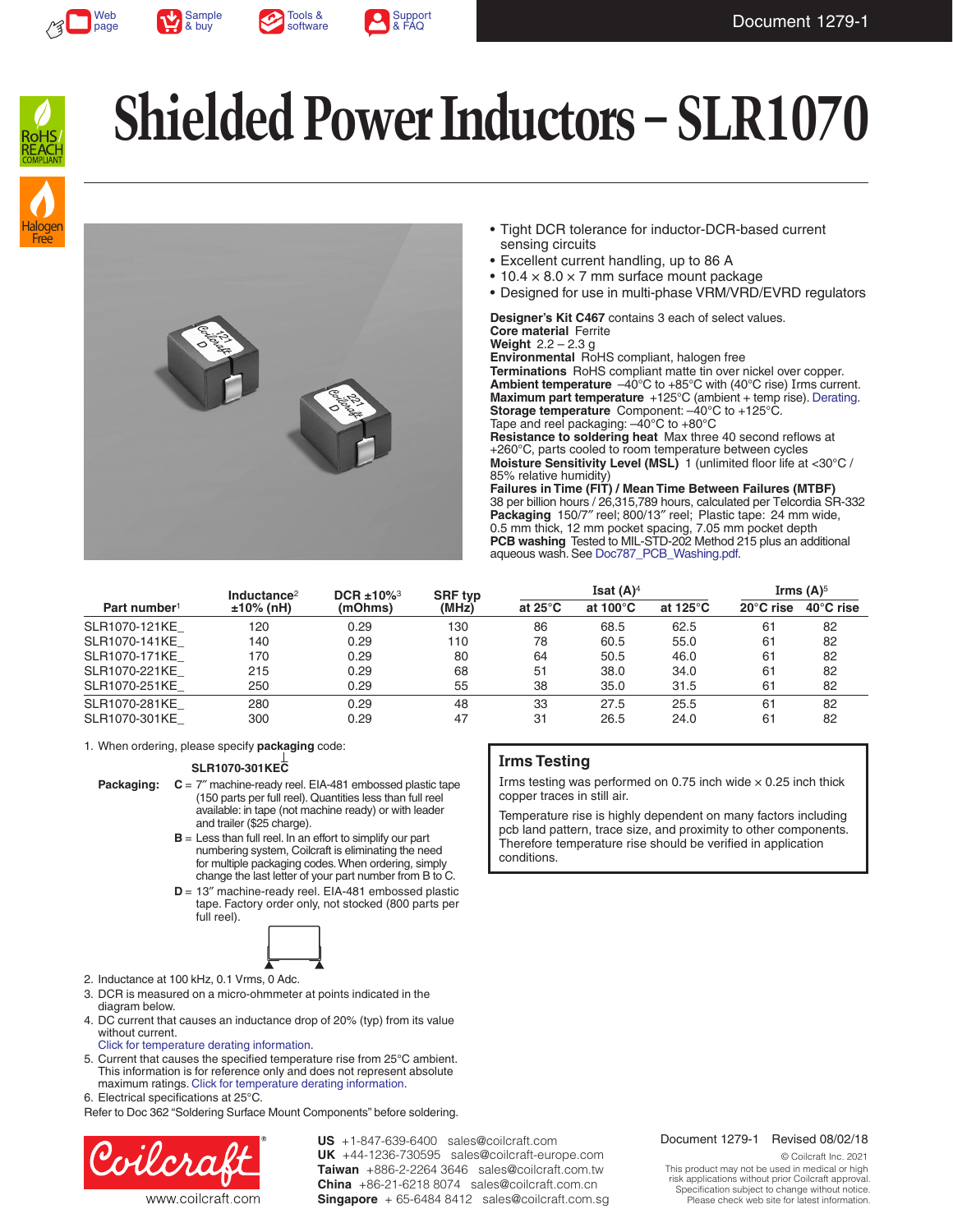Document 1279-1

# Shielded Power Inductors – SLR1070

- Tight DCR tolerance for inductor-DCR-based current sensing circuits
- Excellent current handling, up to 86 A
- 10.4 × 8.0 × 7 mm surface mount package
- Designed for use in multi-phase VRM/VRD/EVRD regulators

**Designer's Kit C467** contains 3 each of select values.
**Core material** Ferrite
**Weight** 2.2 – 2.3 g
**Environmental** RoHS compliant, halogen free
**Terminations** RoHS compliant matte tin over nickel over copper.
**Ambient temperature** –40°C to +85°C with (40°C rise) Irms current.
**Maximum part temperature** +125°C (ambient + temp rise). Derating.
**Storage temperature** Component: –40°C to +125°C.
Tape and reel packaging: –40°C to +80°C
**Resistance to soldering heat** Max three 40 second reflows at +260°C, parts cooled to room temperature between cycles
**Moisture Sensitivity Level (MSL)** 1 (unlimited floor life at <30°C / 85% relative humidity)
**Failures in Time (FIT) / Mean Time Between Failures (MTBF)**
38 per billion hours / 26,315,789 hours, calculated per Telcordia SR-332
**Packaging** 150/7″ reel; 800/13″ reel; Plastic tape: 24 mm wide, 0.5 mm thick, 12 mm pocket spacing, 7.05 mm pocket depth
**PCB washing** Tested to MIL-STD-202 Method 215 plus an additional aqueous wash. See Doc787_PCB_Washing.pdf.

| Part number[1] | Inductance[2] ±10% (nH) | DCR ±10%[3] (mOhms) | SRF typ (MHz) | Isat (A)[4] at 25°C | Isat (A)[4] at 100°C | Isat (A)[4] at 125°C | Irms (A)[5] 20°C rise | Irms (A)[5] 40°C rise |
|---|---|---|---|---|---|---|---|---|
| SLR1070-121KE_ | 120 | 0.29 | 130 | 86 | 68.5 | 62.5 | 61 | 82 |
| SLR1070-141KE_ | 140 | 0.29 | 110 | 78 | 60.5 | 55.0 | 61 | 82 |
| SLR1070-171KE_ | 170 | 0.29 | 80 | 64 | 50.5 | 46.0 | 61 | 82 |
| SLR1070-221KE_ | 215 | 0.29 | 68 | 51 | 38.0 | 34.0 | 61 | 82 |
| SLR1070-251KE_ | 250 | 0.29 | 55 | 38 | 35.0 | 31.5 | 61 | 82 |
| SLR1070-281KE_ | 280 | 0.29 | 48 | 33 | 27.5 | 25.5 | 61 | 82 |
| SLR1070-301KE_ | 300 | 0.29 | 47 | 31 | 26.5 | 24.0 | 61 | 82 |

1. When ordering, please specify **packaging** code:

   **SLR1070-301KEC**

   **Packaging:**
   - **C** = 7″ machine-ready reel. EIA-481 embossed plastic tape (150 parts per full reel). Quantities less than full reel available: in tape (not machine ready) or with leader and trailer ($25 charge).
   - **B** = Less than full reel. In an effort to simplify our part numbering system, Coilcraft is eliminating the need for multiple packaging codes. When ordering, simply change the last letter of your part number from B to C.
   - **D** = 13″ machine-ready reel. EIA-481 embossed plastic tape. Factory order only, not stocked (800 parts per full reel).
2. Inductance at 100 kHz, 0.1 Vrms, 0 Adc.
3. DCR is measured on a micro-ohmmeter at points indicated in the diagram below.
4. DC current that causes an inductance drop of 20% (typ) from its value without current.
   Click for temperature derating information.
5. Current that causes the specified temperature rise from 25°C ambient. This information is for reference only and does not represent absolute maximum ratings. Click for temperature derating information.
6. Electrical specifications at 25°C.

Refer to Doc 362 "Soldering Surface Mount Components" before soldering.

### Irms Testing

Irms testing was performed on 0.75 inch wide × 0.25 inch thick copper traces in still air.

Temperature rise is highly dependent on many factors including pcb land pattern, trace size, and proximity to other components. Therefore temperature rise should be verified in application conditions.

www.coilcraft.com

**US** +1-847-639-6400 sales@coilcraft.com
**UK** +44-1236-730595 sales@coilcraft-europe.com
**Taiwan** +886-2-2264 3646 sales@coilcraft.com.tw
**China** +86-21-6218 8074 sales@coilcraft.com.cn
**Singapore** + 65-6484 8412 sales@coilcraft.com.sg

Document 1279-1 Revised 08/02/18

© Coilcraft Inc. 2021
This product may not be used in medical or high risk applications without prior Coilcraft approval. Specification subject to change without notice. Please check web site for latest information.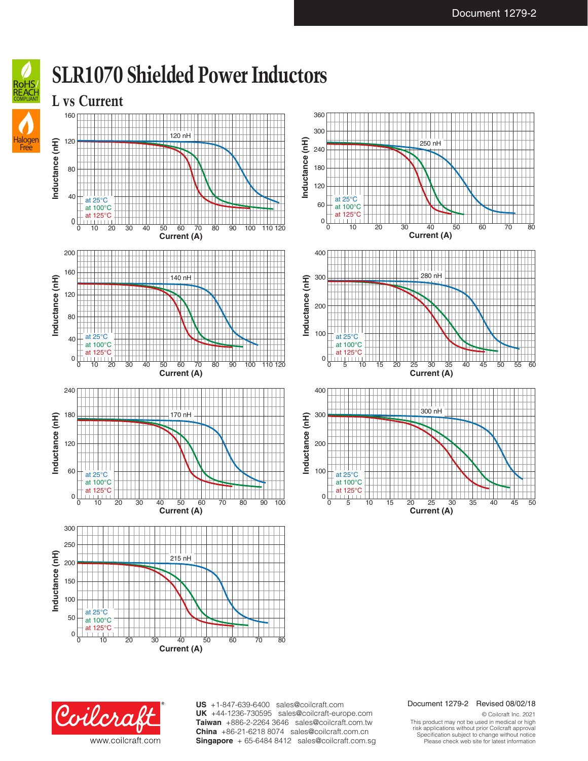# SLR1070 Shielded Power Inductors

## L vs Current

**120 nH** — Inductance (nH) vs Current (A); curves at 25°C, at 100°C, at 125°C

**250 nH** — Inductance (nH) vs Current (A); curves at 25°C, at 100°C, at 125°C

**140 nH** — Inductance (nH) vs Current (A); curves at 25°C, at 100°C, at 125°C

**280 nH** — Inductance (nH) vs Current (A); curves at 25°C, at 100°C, at 125°C

**170 nH** — Inductance (nH) vs Current (A); curves at 25°C, at 100°C, at 125°C

**300 nH** — Inductance (nH) vs Current (A); curves at 25°C, at 100°C, at 125°C

**215 nH** — Inductance (nH) vs Current (A); curves at 25°C, at 100°C, at 125°C

Document 1279-2 Revised 08/02/18

© Coilcraft Inc. 2021
This product may not be used in medical or high risk applications without prior Coilcraft approval
Specification subject to change without notice
Please check web site for latest information

www.coilcraft.com

**US** +1-847-639-6400 sales@coilcraft.com
**UK** +44-1236-730595 sales@coilcraft-europe.com
**Taiwan** +886-2-2264 3646 sales@coilcraft.com.tw
**China** +86-21-6218 8074 sales@coilcraft.com.cn
**Singapore** + 65-6484 8412 sales@coilcraft.com.sg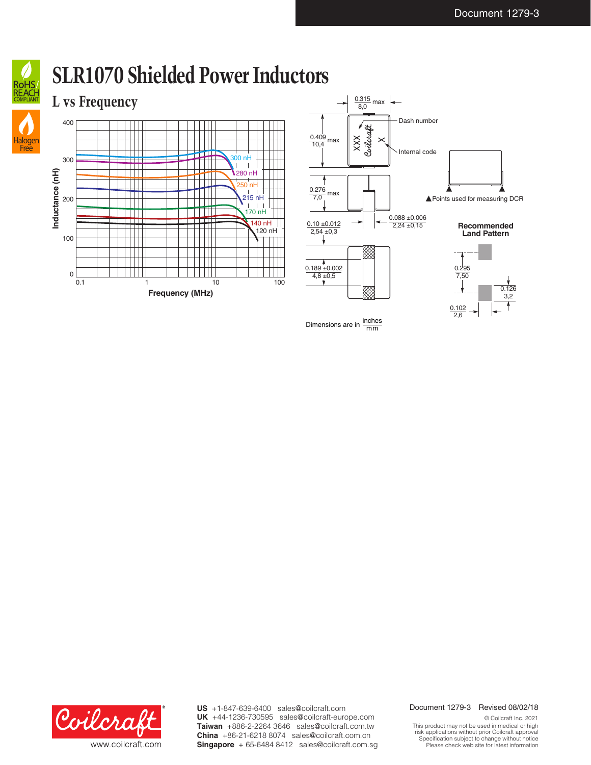# SLR1070 Shielded Power Inductors

## L vs Frequency

Inductance (nH)

400
300
200
100
0

0.1
1
10
100

Frequency (MHz)

300 nH
280 nH
250 nH
215 nH
170 nH
140 nH
120 nH

0.315 / 8,0 max

0.409 / 10,4 max

Dash number

Internal code

XXX Coilcraft X

0.276 / 7,0 max

0.10 ±0.012 / 2,54 ±0,3

0.088 ±0.006 / 2,24 ±0,15

0.189 ±0.002 / 4,8 ±0,5

▲Points used for measuring DCR

**Recommended Land Pattern**

0.295 / 7,50

0.126 / 3,2

0.102 / 2,6

Dimensions are in inches / mm

Document 1279-3 Revised 08/02/18

© Coilcraft Inc. 2021

This product may not be used in medical or high risk applications without prior Coilcraft approval
Specification subject to change without notice
Please check web site for latest information

www.coilcraft.com

**US** +1-847-639-6400 sales@coilcraft.com
**UK** +44-1236-730595 sales@coilcraft-europe.com
**Taiwan** +886-2-2264 3646 sales@coilcraft.com.tw
**China** +86-21-6218 8074 sales@coilcraft.com.cn
**Singapore** + 65-6484 8412 sales@coilcraft.com.sg